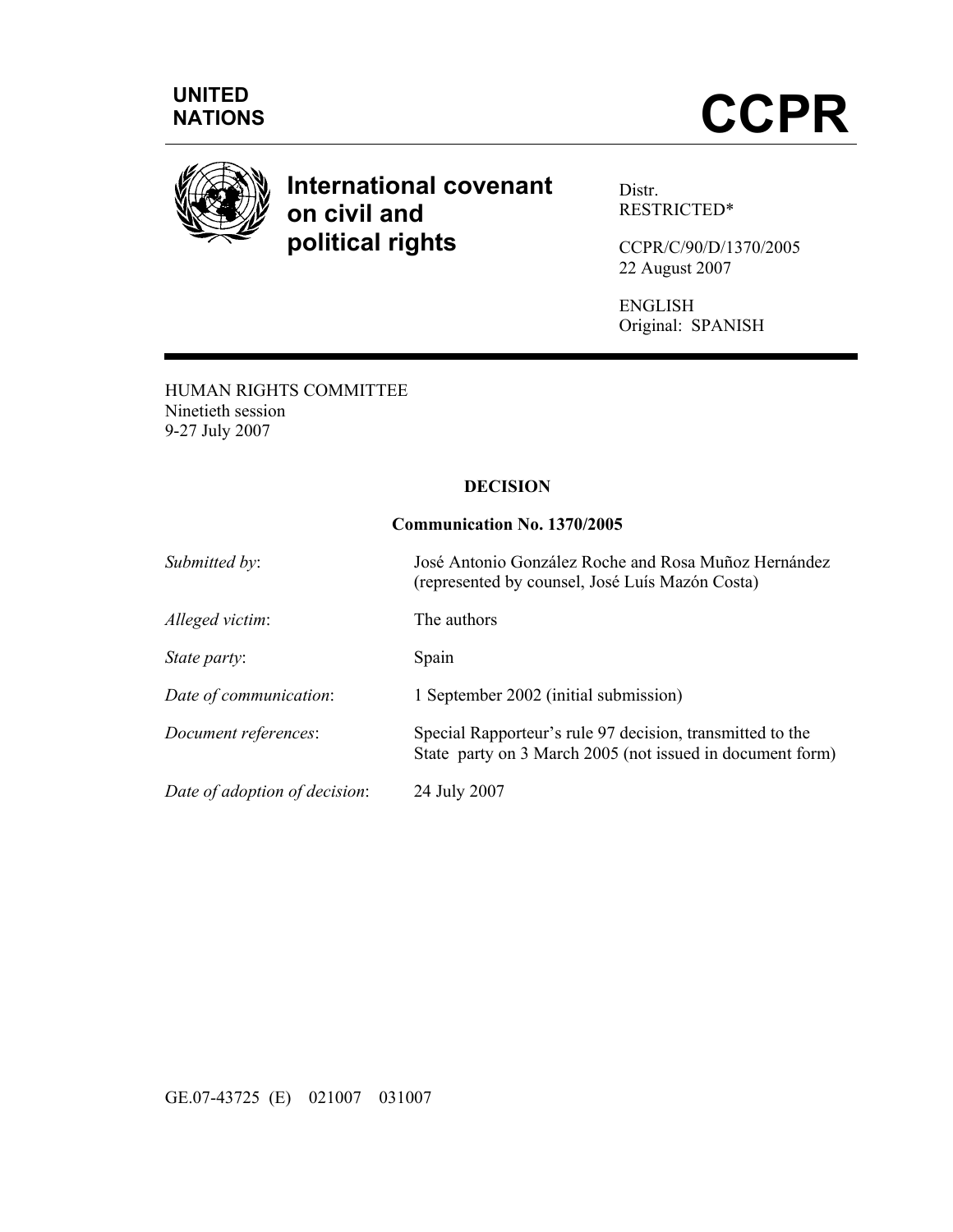UNITED NATIONS

# CCPR

## International covenant on civil and political rights

Distr.
RESTRICTED*

CCPR/C/90/D/1370/2005
22 August 2007

ENGLISH
Original: SPANISH

HUMAN RIGHTS COMMITTEE
Ninetieth session
9-27 July 2007

**DECISION**

**Communication No. 1370/2005**

| | |
|---|---|
| *Submitted by*: | José Antonio González Roche and Rosa Muñoz Hernández (represented by counsel, José Luís Mazón Costa) |
| *Alleged victim*: | The authors |
| *State party*: | Spain |
| *Date of communication*: | 1 September 2002 (initial submission) |
| *Document references*: | Special Rapporteur's rule 97 decision, transmitted to the State party on 3 March 2005 (not issued in document form) |
| *Date of adoption of decision*: | 24 July 2007 |

GE.07-43725 (E) 021007 031007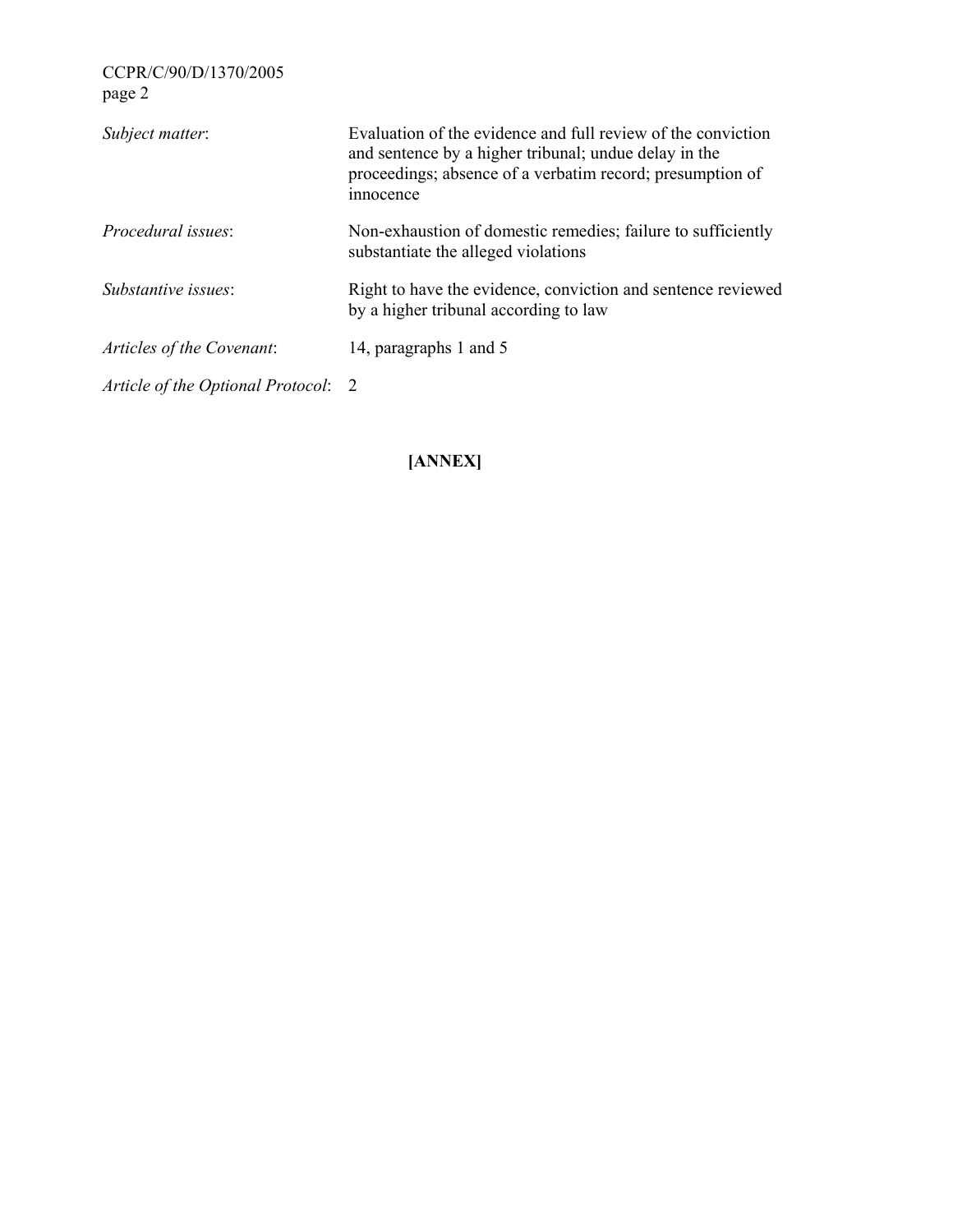*Subject matter*: Evaluation of the evidence and full review of the conviction and sentence by a higher tribunal; undue delay in the proceedings; absence of a verbatim record; presumption of innocence

*Procedural issues*: Non-exhaustion of domestic remedies; failure to sufficiently substantiate the alleged violations

*Substantive issues*: Right to have the evidence, conviction and sentence reviewed by a higher tribunal according to law

*Articles of the Covenant*: 14, paragraphs 1 and 5

*Article of the Optional Protocol*: 2

**[ANNEX]**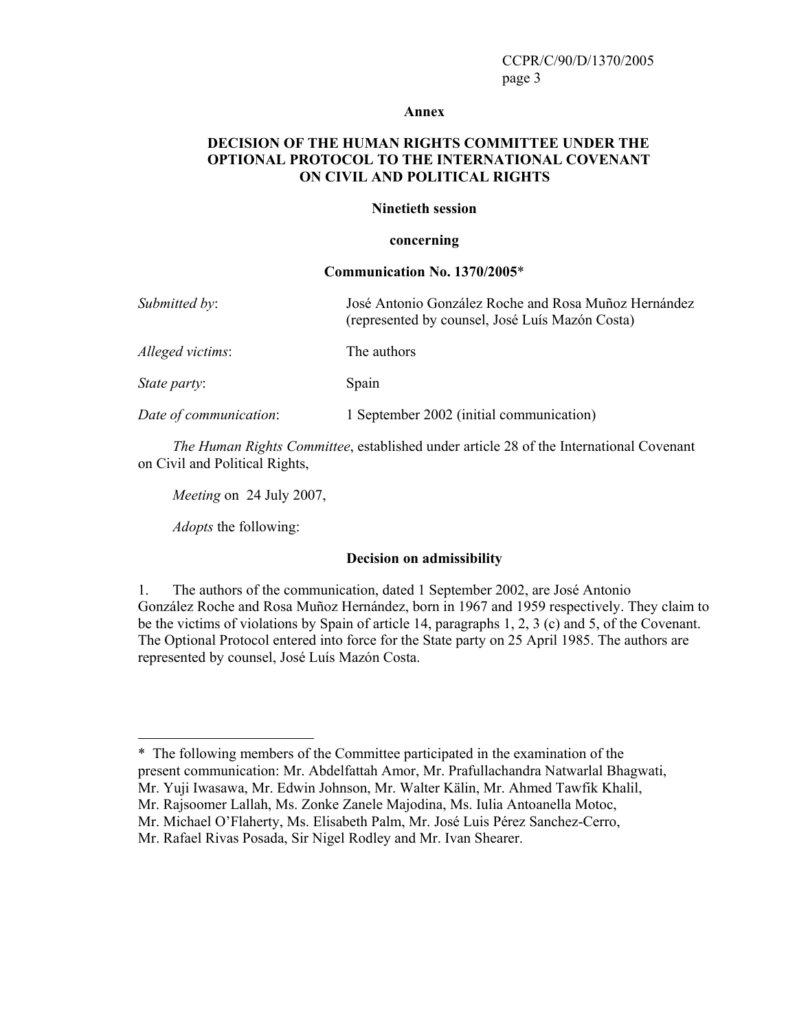**Annex**

**DECISION OF THE HUMAN RIGHTS COMMITTEE UNDER THE OPTIONAL PROTOCOL TO THE INTERNATIONAL COVENANT ON CIVIL AND POLITICAL RIGHTS**

**Ninetieth session**

**concerning**

**Communication No. 1370/2005***

| | |
|---|---|
| *Submitted by*: | José Antonio González Roche and Rosa Muñoz Hernández (represented by counsel, José Luís Mazón Costa) |
| *Alleged victims*: | The authors |
| *State party*: | Spain |
| *Date of communication*: | 1 September 2002 (initial communication) |

*The Human Rights Committee*, established under article 28 of the International Covenant on Civil and Political Rights,

*Meeting* on 24 July 2007,

*Adopts* the following:

**Decision on admissibility**

1. The authors of the communication, dated 1 September 2002, are José Antonio González Roche and Rosa Muñoz Hernández, born in 1967 and 1959 respectively. They claim to be the victims of violations by Spain of article 14, paragraphs 1, 2, 3 (c) and 5, of the Covenant. The Optional Protocol entered into force for the State party on 25 April 1985. The authors are represented by counsel, José Luís Mazón Costa.

---

* The following members of the Committee participated in the examination of the present communication: Mr. Abdelfattah Amor, Mr. Prafullachandra Natwarlal Bhagwati, Mr. Yuji Iwasawa, Mr. Edwin Johnson, Mr. Walter Kälin, Mr. Ahmed Tawfik Khalil, Mr. Rajsoomer Lallah, Ms. Zonke Zanele Majodina, Ms. Iulia Antoanella Motoc, Mr. Michael O'Flaherty, Ms. Elisabeth Palm, Mr. José Luis Pérez Sanchez-Cerro, Mr. Rafael Rivas Posada, Sir Nigel Rodley and Mr. Ivan Shearer.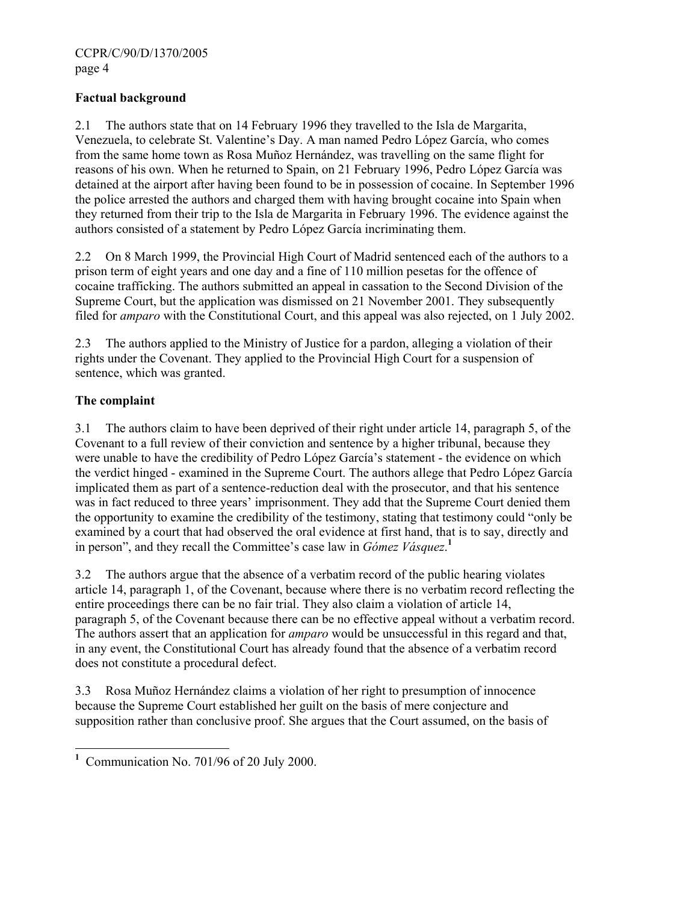**Factual background**

2.1 The authors state that on 14 February 1996 they travelled to the Isla de Margarita, Venezuela, to celebrate St. Valentine's Day. A man named Pedro López García, who comes from the same home town as Rosa Muñoz Hernández, was travelling on the same flight for reasons of his own. When he returned to Spain, on 21 February 1996, Pedro López García was detained at the airport after having been found to be in possession of cocaine. In September 1996 the police arrested the authors and charged them with having brought cocaine into Spain when they returned from their trip to the Isla de Margarita in February 1996. The evidence against the authors consisted of a statement by Pedro López García incriminating them.

2.2 On 8 March 1999, the Provincial High Court of Madrid sentenced each of the authors to a prison term of eight years and one day and a fine of 110 million pesetas for the offence of cocaine trafficking. The authors submitted an appeal in cassation to the Second Division of the Supreme Court, but the application was dismissed on 21 November 2001. They subsequently filed for *amparo* with the Constitutional Court, and this appeal was also rejected, on 1 July 2002.

2.3 The authors applied to the Ministry of Justice for a pardon, alleging a violation of their rights under the Covenant. They applied to the Provincial High Court for a suspension of sentence, which was granted.

**The complaint**

3.1 The authors claim to have been deprived of their right under article 14, paragraph 5, of the Covenant to a full review of their conviction and sentence by a higher tribunal, because they were unable to have the credibility of Pedro López García's statement - the evidence on which the verdict hinged - examined in the Supreme Court. The authors allege that Pedro López García implicated them as part of a sentence-reduction deal with the prosecutor, and that his sentence was in fact reduced to three years' imprisonment. They add that the Supreme Court denied them the opportunity to examine the credibility of the testimony, stating that testimony could "only be examined by a court that had observed the oral evidence at first hand, that is to say, directly and in person", and they recall the Committee's case law in *Gómez Vásquez*.[1]

3.2 The authors argue that the absence of a verbatim record of the public hearing violates article 14, paragraph 1, of the Covenant, because where there is no verbatim record reflecting the entire proceedings there can be no fair trial. They also claim a violation of article 14, paragraph 5, of the Covenant because there can be no effective appeal without a verbatim record. The authors assert that an application for *amparo* would be unsuccessful in this regard and that, in any event, the Constitutional Court has already found that the absence of a verbatim record does not constitute a procedural defect.

3.3 Rosa Muñoz Hernández claims a violation of her right to presumption of innocence because the Supreme Court established her guilt on the basis of mere conjecture and supposition rather than conclusive proof. She argues that the Court assumed, on the basis of

---

[1] Communication No. 701/96 of 20 July 2000.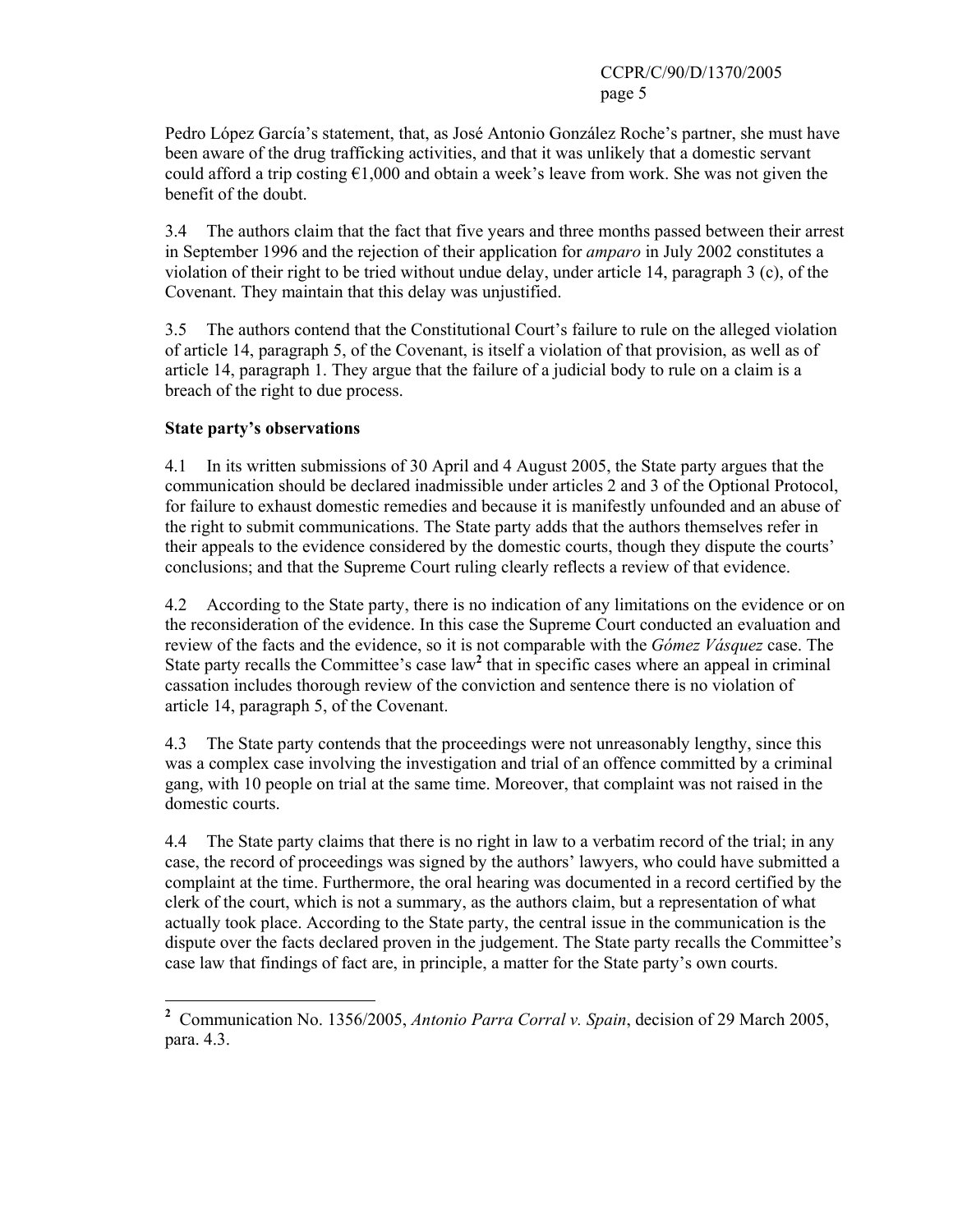Pedro López García's statement, that, as José Antonio González Roche's partner, she must have been aware of the drug trafficking activities, and that it was unlikely that a domestic servant could afford a trip costing €1,000 and obtain a week's leave from work. She was not given the benefit of the doubt.

3.4 The authors claim that the fact that five years and three months passed between their arrest in September 1996 and the rejection of their application for *amparo* in July 2002 constitutes a violation of their right to be tried without undue delay, under article 14, paragraph 3 (c), of the Covenant. They maintain that this delay was unjustified.

3.5 The authors contend that the Constitutional Court's failure to rule on the alleged violation of article 14, paragraph 5, of the Covenant, is itself a violation of that provision, as well as of article 14, paragraph 1. They argue that the failure of a judicial body to rule on a claim is a breach of the right to due process.

**State party's observations**

4.1 In its written submissions of 30 April and 4 August 2005, the State party argues that the communication should be declared inadmissible under articles 2 and 3 of the Optional Protocol, for failure to exhaust domestic remedies and because it is manifestly unfounded and an abuse of the right to submit communications. The State party adds that the authors themselves refer in their appeals to the evidence considered by the domestic courts, though they dispute the courts' conclusions; and that the Supreme Court ruling clearly reflects a review of that evidence.

4.2 According to the State party, there is no indication of any limitations on the evidence or on the reconsideration of the evidence. In this case the Supreme Court conducted an evaluation and review of the facts and the evidence, so it is not comparable with the *Gómez Vásquez* case. The State party recalls the Committee's case law[2] that in specific cases where an appeal in criminal cassation includes thorough review of the conviction and sentence there is no violation of article 14, paragraph 5, of the Covenant.

4.3 The State party contends that the proceedings were not unreasonably lengthy, since this was a complex case involving the investigation and trial of an offence committed by a criminal gang, with 10 people on trial at the same time. Moreover, that complaint was not raised in the domestic courts.

4.4 The State party claims that there is no right in law to a verbatim record of the trial; in any case, the record of proceedings was signed by the authors' lawyers, who could have submitted a complaint at the time. Furthermore, the oral hearing was documented in a record certified by the clerk of the court, which is not a summary, as the authors claim, but a representation of what actually took place. According to the State party, the central issue in the communication is the dispute over the facts declared proven in the judgement. The State party recalls the Committee's case law that findings of fact are, in principle, a matter for the State party's own courts.

---

[2] Communication No. 1356/2005, *Antonio Parra Corral v. Spain*, decision of 29 March 2005, para. 4.3.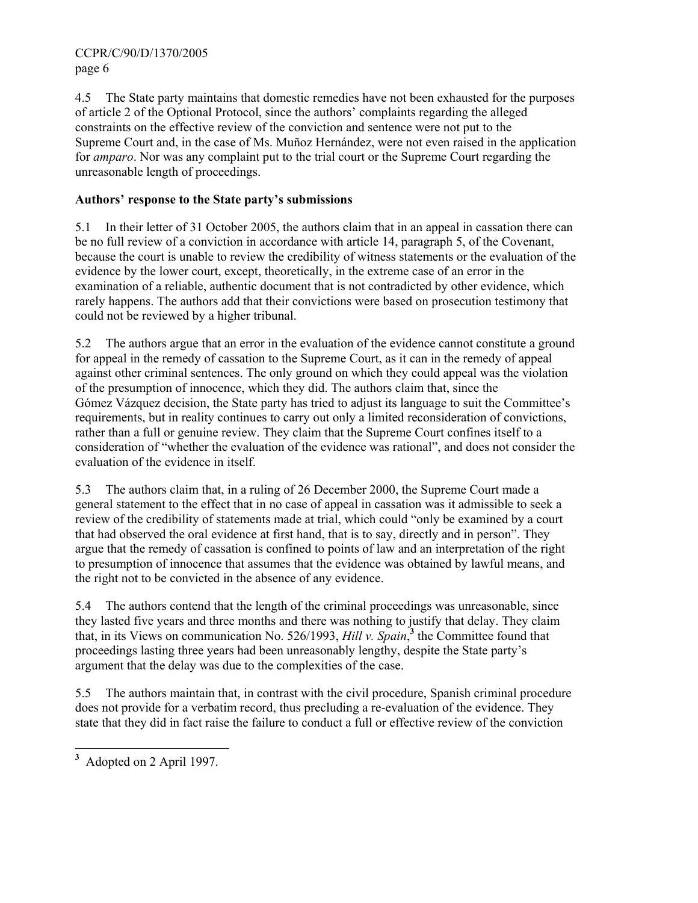4.5 The State party maintains that domestic remedies have not been exhausted for the purposes of article 2 of the Optional Protocol, since the authors' complaints regarding the alleged constraints on the effective review of the conviction and sentence were not put to the Supreme Court and, in the case of Ms. Muñoz Hernández, were not even raised in the application for *amparo*. Nor was any complaint put to the trial court or the Supreme Court regarding the unreasonable length of proceedings.

**Authors' response to the State party's submissions**

5.1 In their letter of 31 October 2005, the authors claim that in an appeal in cassation there can be no full review of a conviction in accordance with article 14, paragraph 5, of the Covenant, because the court is unable to review the credibility of witness statements or the evaluation of the evidence by the lower court, except, theoretically, in the extreme case of an error in the examination of a reliable, authentic document that is not contradicted by other evidence, which rarely happens. The authors add that their convictions were based on prosecution testimony that could not be reviewed by a higher tribunal.

5.2 The authors argue that an error in the evaluation of the evidence cannot constitute a ground for appeal in the remedy of cassation to the Supreme Court, as it can in the remedy of appeal against other criminal sentences. The only ground on which they could appeal was the violation of the presumption of innocence, which they did. The authors claim that, since the Gómez Vázquez decision, the State party has tried to adjust its language to suit the Committee's requirements, but in reality continues to carry out only a limited reconsideration of convictions, rather than a full or genuine review. They claim that the Supreme Court confines itself to a consideration of "whether the evaluation of the evidence was rational", and does not consider the evaluation of the evidence in itself.

5.3 The authors claim that, in a ruling of 26 December 2000, the Supreme Court made a general statement to the effect that in no case of appeal in cassation was it admissible to seek a review of the credibility of statements made at trial, which could "only be examined by a court that had observed the oral evidence at first hand, that is to say, directly and in person". They argue that the remedy of cassation is confined to points of law and an interpretation of the right to presumption of innocence that assumes that the evidence was obtained by lawful means, and the right not to be convicted in the absence of any evidence.

5.4 The authors contend that the length of the criminal proceedings was unreasonable, since they lasted five years and three months and there was nothing to justify that delay. They claim that, in its Views on communication No. 526/1993, *Hill v. Spain*,[3] the Committee found that proceedings lasting three years had been unreasonably lengthy, despite the State party's argument that the delay was due to the complexities of the case.

5.5 The authors maintain that, in contrast with the civil procedure, Spanish criminal procedure does not provide for a verbatim record, thus precluding a re-evaluation of the evidence. They state that they did in fact raise the failure to conduct a full or effective review of the conviction

---

[3] Adopted on 2 April 1997.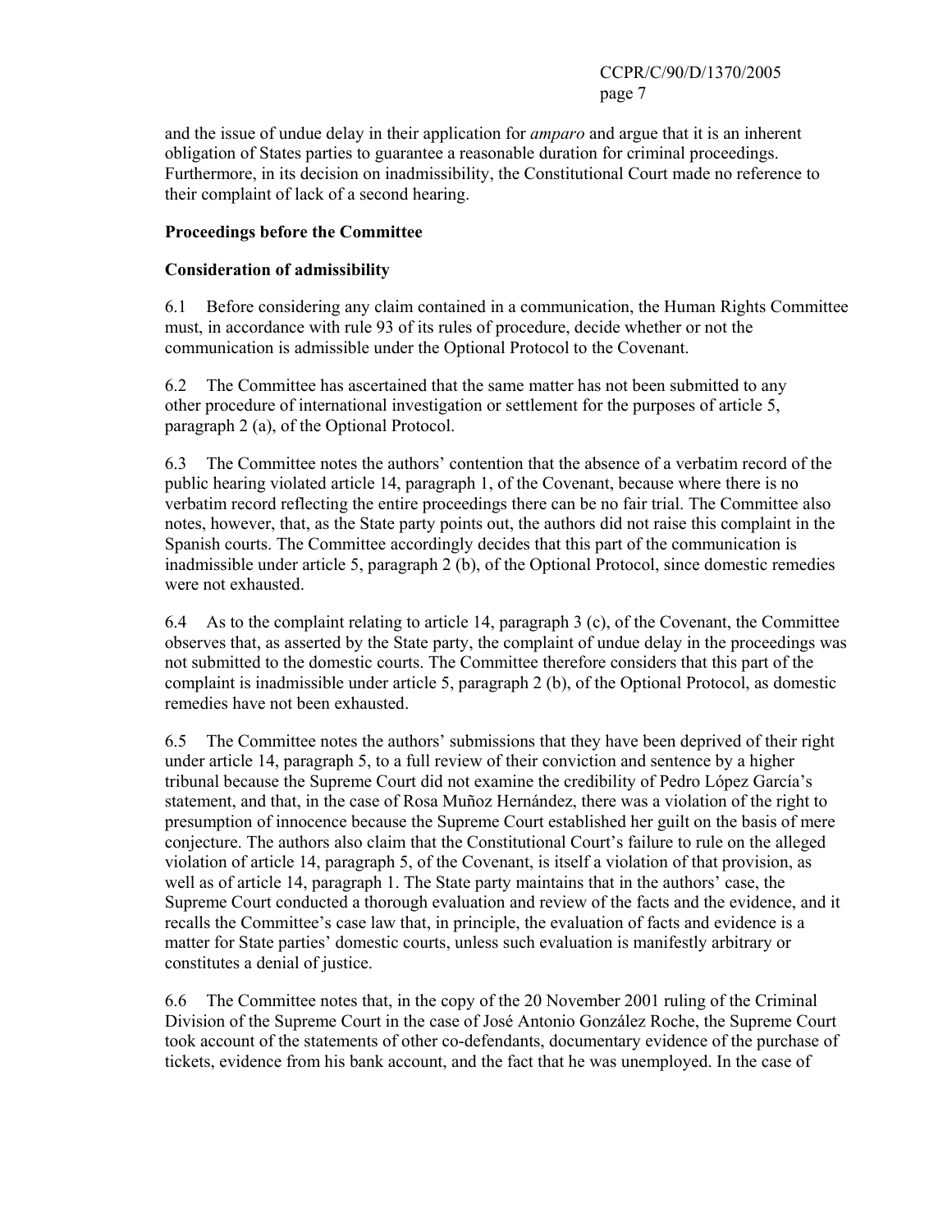and the issue of undue delay in their application for *amparo* and argue that it is an inherent obligation of States parties to guarantee a reasonable duration for criminal proceedings. Furthermore, in its decision on inadmissibility, the Constitutional Court made no reference to their complaint of lack of a second hearing.

**Proceedings before the Committee**

**Consideration of admissibility**

6.1 Before considering any claim contained in a communication, the Human Rights Committee must, in accordance with rule 93 of its rules of procedure, decide whether or not the communication is admissible under the Optional Protocol to the Covenant.

6.2 The Committee has ascertained that the same matter has not been submitted to any other procedure of international investigation or settlement for the purposes of article 5, paragraph 2 (a), of the Optional Protocol.

6.3 The Committee notes the authors' contention that the absence of a verbatim record of the public hearing violated article 14, paragraph 1, of the Covenant, because where there is no verbatim record reflecting the entire proceedings there can be no fair trial. The Committee also notes, however, that, as the State party points out, the authors did not raise this complaint in the Spanish courts. The Committee accordingly decides that this part of the communication is inadmissible under article 5, paragraph 2 (b), of the Optional Protocol, since domestic remedies were not exhausted.

6.4 As to the complaint relating to article 14, paragraph 3 (c), of the Covenant, the Committee observes that, as asserted by the State party, the complaint of undue delay in the proceedings was not submitted to the domestic courts. The Committee therefore considers that this part of the complaint is inadmissible under article 5, paragraph 2 (b), of the Optional Protocol, as domestic remedies have not been exhausted.

6.5 The Committee notes the authors' submissions that they have been deprived of their right under article 14, paragraph 5, to a full review of their conviction and sentence by a higher tribunal because the Supreme Court did not examine the credibility of Pedro López García's statement, and that, in the case of Rosa Muñoz Hernández, there was a violation of the right to presumption of innocence because the Supreme Court established her guilt on the basis of mere conjecture. The authors also claim that the Constitutional Court's failure to rule on the alleged violation of article 14, paragraph 5, of the Covenant, is itself a violation of that provision, as well as of article 14, paragraph 1. The State party maintains that in the authors' case, the Supreme Court conducted a thorough evaluation and review of the facts and the evidence, and it recalls the Committee's case law that, in principle, the evaluation of facts and evidence is a matter for State parties' domestic courts, unless such evaluation is manifestly arbitrary or constitutes a denial of justice.

6.6 The Committee notes that, in the copy of the 20 November 2001 ruling of the Criminal Division of the Supreme Court in the case of José Antonio González Roche, the Supreme Court took account of the statements of other co-defendants, documentary evidence of the purchase of tickets, evidence from his bank account, and the fact that he was unemployed. In the case of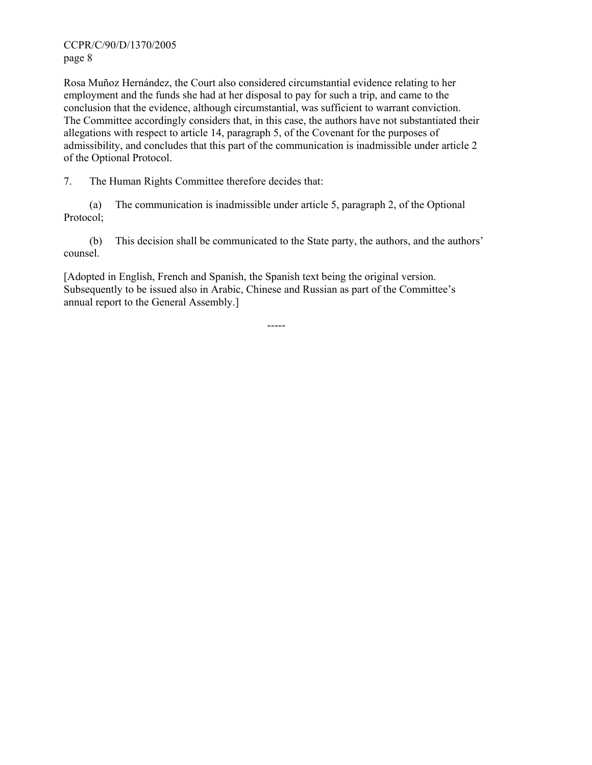Rosa Muñoz Hernández, the Court also considered circumstantial evidence relating to her employment and the funds she had at her disposal to pay for such a trip, and came to the conclusion that the evidence, although circumstantial, was sufficient to warrant conviction. The Committee accordingly considers that, in this case, the authors have not substantiated their allegations with respect to article 14, paragraph 5, of the Covenant for the purposes of admissibility, and concludes that this part of the communication is inadmissible under article 2 of the Optional Protocol.

7. The Human Rights Committee therefore decides that:

(a) The communication is inadmissible under article 5, paragraph 2, of the Optional Protocol;

(b) This decision shall be communicated to the State party, the authors, and the authors' counsel.

[Adopted in English, French and Spanish, the Spanish text being the original version. Subsequently to be issued also in Arabic, Chinese and Russian as part of the Committee's annual report to the General Assembly.]

-----